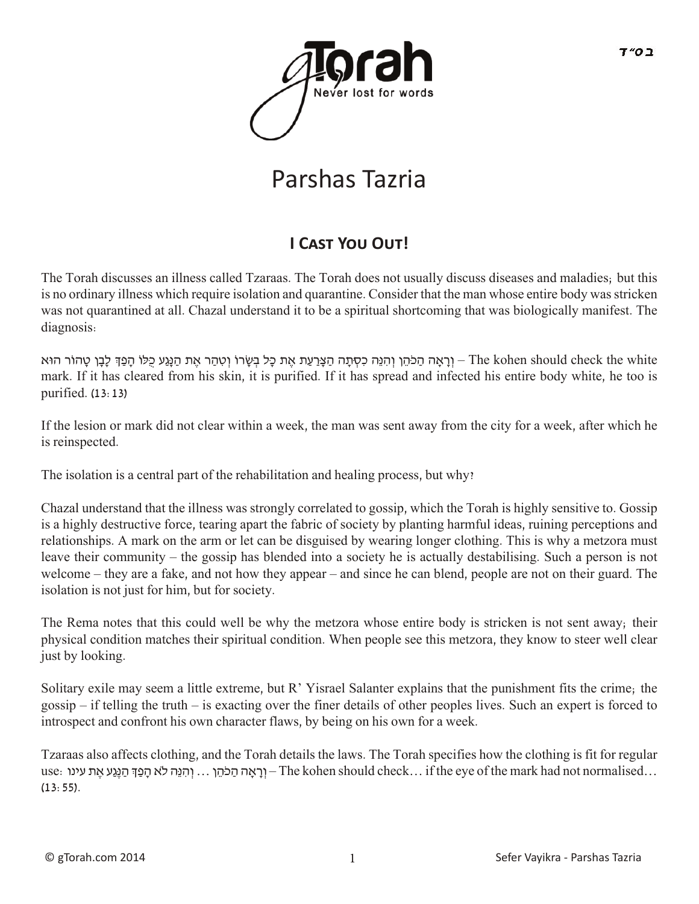# Parshas Tazria

## I Cast You Out!

The Torah discusses an illness called Tzaraas. The Torah does not usually discuss diseases and maladies; but this is no ordinary illness which require isolation and quarantine. Consider that the man whose entire body was stricken was not quarantined at all. Chazal understand it to be a spiritual shortcoming that was biologically manifest. The diagnosis:

וְרָאָה הַכֹּהֵן וְהִנֵּה כִסְּתָה הַצָּרַעַת אֶת כָּל בְּשָׂרוֹ וְטִהַר אֶת הַנָּגַע כֻּלּוֹ הָפַךְ לָבָן טָהוֹר הוּא – The kohen should check the white mark. If it has cleared from his skin, it is purified. If it has spread and infected his entire body white, he too is purified. (13:13)

If the lesion or mark did not clear within a week, the man was sent away from the city for a week, after which he is reinspected.

The isolation is a central part of the rehabilitation and healing process, but why?

Chazal understand that the illness was strongly correlated to gossip, which the Torah is highly sensitive to. Gossip is a highly destructive force, tearing apart the fabric of society by planting harmful ideas, ruining perceptions and relationships. A mark on the arm or let can be disguised by wearing longer clothing. This is why a metzora must leave their community – the gossip has blended into a society he is actually destabilising. Such a person is not welcome – they are a fake, and not how they appear – and since he can blend, people are not on their guard. The isolation is not just for him, but for society.

The Rema notes that this could well be why the metzora whose entire body is stricken is not sent away; their physical condition matches their spiritual condition. When people see this metzora, they know to steer well clear just by looking.

Solitary exile may seem a little extreme, but R' Yisrael Salanter explains that the punishment fits the crime; the gossip – if telling the truth – is exacting over the finer details of other peoples lives. Such an expert is forced to introspect and confront his own character flaws, by being on his own for a week.

Tzaraas also affects clothing, and the Torah details the laws. The Torah specifies how the clothing is fit for regular use: וְרָאָה הַכֹּהֵן ... וְהִנֵּה לֹא הָפַךְ הַנֶּגַע אֶת עינו – The kohen should check… if the eye of the mark had not normalised… (13:55).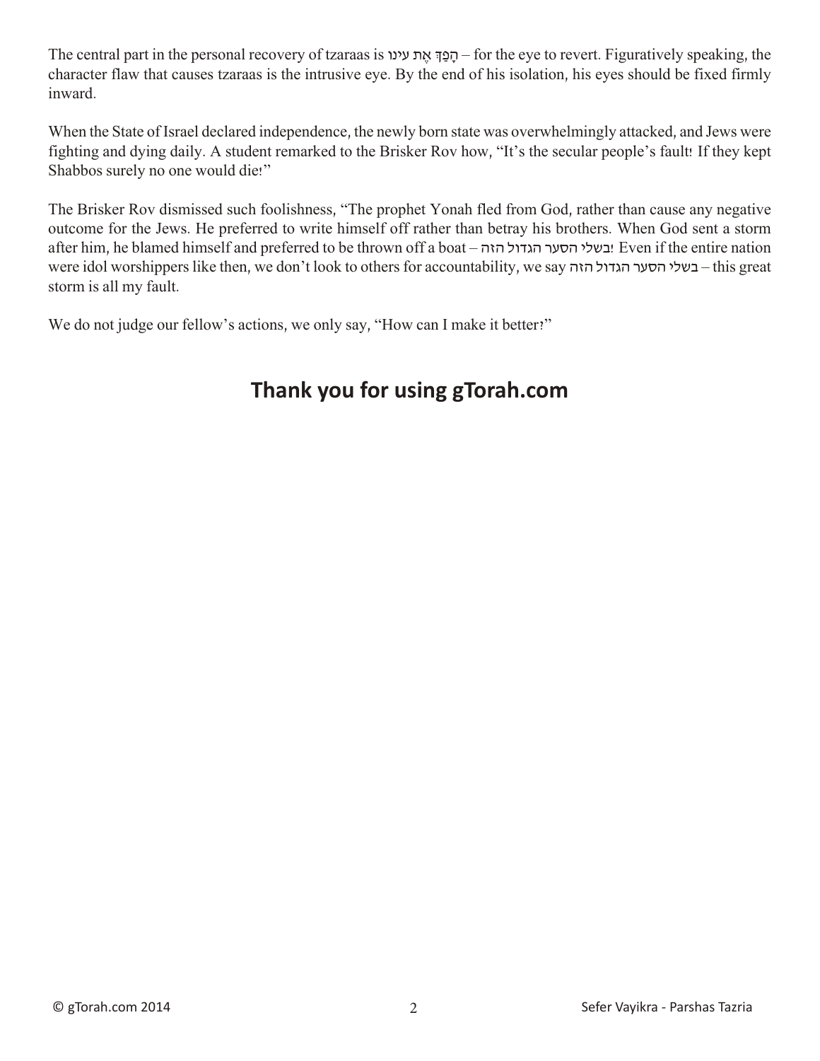The central part in the personal recovery of tzaraas is הָפַךְ אֶת עינו – for the eye to revert. Figuratively speaking, the character flaw that causes tzaraas is the intrusive eye. By the end of his isolation, his eyes should be fixed firmly inward.

When the State of Israel declared independence, the newly born state was overwhelmingly attacked, and Jews were fighting and dying daily. A student remarked to the Brisker Rov how, "It's the secular people's fault! If they kept Shabbos surely no one would die!"

The Brisker Rov dismissed such foolishness, "The prophet Yonah fled from God, rather than cause any negative outcome for the Jews. He preferred to write himself off rather than betray his brothers. When God sent a storm after him, he blamed himself and preferred to be thrown off a boat – בשלי הסער הגדול הזה! Even if the entire nation were idol worshippers like then, we don't look to others for accountability, we say בשלי הסער הגדול הזה – this great storm is all my fault.

We do not judge our fellow's actions, we only say, "How can I make it better?"

## Thank you for using gTorah.com

© gTorah.com 2014